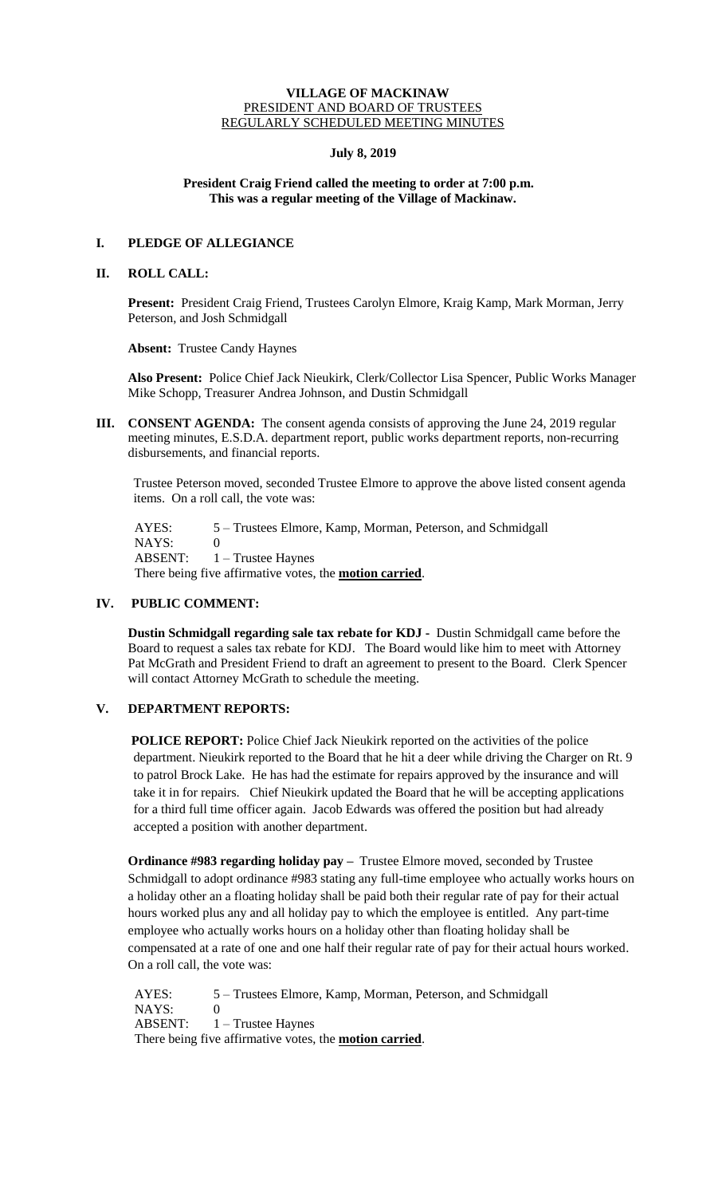**VILLAGE OF MACKINAW**
PRESIDENT AND BOARD OF TRUSTEES
REGULARLY SCHEDULED MEETING MINUTES

**July 8, 2019**

**President Craig Friend called the meeting to order at 7:00 p.m.**
**This was a regular meeting of the Village of Mackinaw.**

## I. PLEDGE OF ALLEGIANCE

## II. ROLL CALL:

**Present:** President Craig Friend, Trustees Carolyn Elmore, Kraig Kamp, Mark Morman, Jerry Peterson, and Josh Schmidgall

**Absent:** Trustee Candy Haynes

**Also Present:** Police Chief Jack Nieukirk, Clerk/Collector Lisa Spencer, Public Works Manager Mike Schopp, Treasurer Andrea Johnson, and Dustin Schmidgall

**III. CONSENT AGENDA:** The consent agenda consists of approving the June 24, 2019 regular meeting minutes, E.S.D.A. department report, public works department reports, non-recurring disbursements, and financial reports.

Trustee Peterson moved, seconded Trustee Elmore to approve the above listed consent agenda items. On a roll call, the vote was:

AYES: 5 – Trustees Elmore, Kamp, Morman, Peterson, and Schmidgall
NAYS: 0
ABSENT: 1 – Trustee Haynes
There being five affirmative votes, the **motion carried**.

## IV. PUBLIC COMMENT:

**Dustin Schmidgall regarding sale tax rebate for KDJ -** Dustin Schmidgall came before the Board to request a sales tax rebate for KDJ. The Board would like him to meet with Attorney Pat McGrath and President Friend to draft an agreement to present to the Board. Clerk Spencer will contact Attorney McGrath to schedule the meeting.

## V. DEPARTMENT REPORTS:

**POLICE REPORT:** Police Chief Jack Nieukirk reported on the activities of the police department. Nieukirk reported to the Board that he hit a deer while driving the Charger on Rt. 9 to patrol Brock Lake. He has had the estimate for repairs approved by the insurance and will take it in for repairs. Chief Nieukirk updated the Board that he will be accepting applications for a third full time officer again. Jacob Edwards was offered the position but had already accepted a position with another department.

**Ordinance #983 regarding holiday pay –** Trustee Elmore moved, seconded by Trustee Schmidgall to adopt ordinance #983 stating any full-time employee who actually works hours on a holiday other an a floating holiday shall be paid both their regular rate of pay for their actual hours worked plus any and all holiday pay to which the employee is entitled. Any part-time employee who actually works hours on a holiday other than floating holiday shall be compensated at a rate of one and one half their regular rate of pay for their actual hours worked. On a roll call, the vote was:

AYES: 5 – Trustees Elmore, Kamp, Morman, Peterson, and Schmidgall
NAYS: 0
ABSENT: 1 – Trustee Haynes
There being five affirmative votes, the **motion carried**.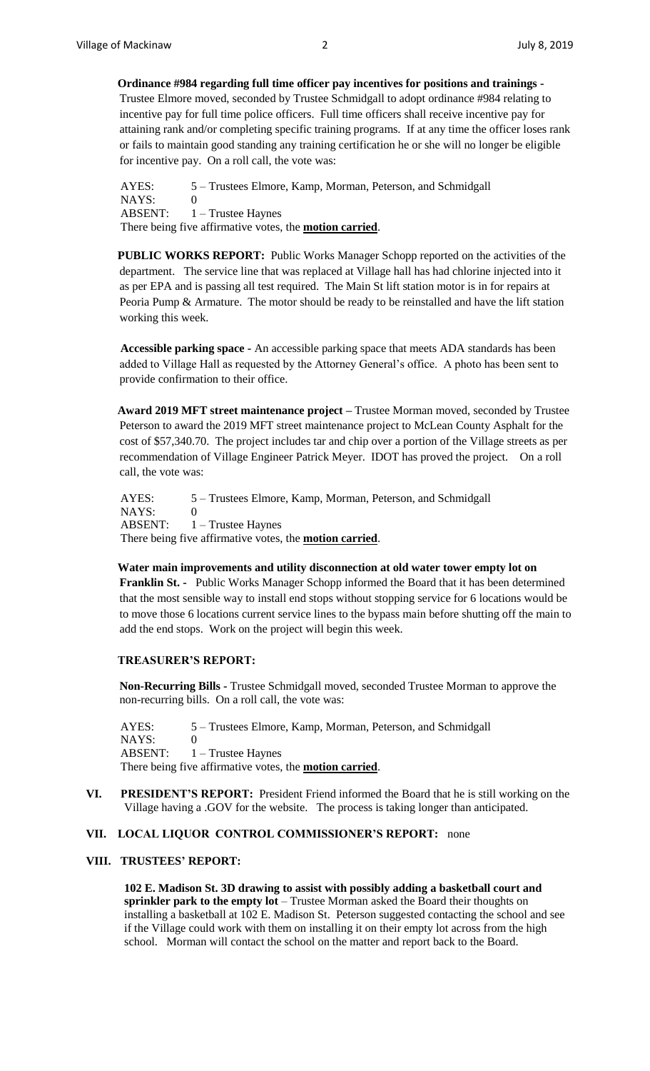**Ordinance #984 regarding full time officer pay incentives for positions and trainings -** Trustee Elmore moved, seconded by Trustee Schmidgall to adopt ordinance #984 relating to incentive pay for full time police officers. Full time officers shall receive incentive pay for attaining rank and/or completing specific training programs. If at any time the officer loses rank or fails to maintain good standing any training certification he or she will no longer be eligible for incentive pay. On a roll call, the vote was:

AYES: 5 – Trustees Elmore, Kamp, Morman, Peterson, and Schmidgall
NAYS: 0
ABSENT: 1 – Trustee Haynes
There being five affirmative votes, the **motion carried**.

**PUBLIC WORKS REPORT:** Public Works Manager Schopp reported on the activities of the department. The service line that was replaced at Village hall has had chlorine injected into it as per EPA and is passing all test required. The Main St lift station motor is in for repairs at Peoria Pump & Armature. The motor should be ready to be reinstalled and have the lift station working this week.

**Accessible parking space -** An accessible parking space that meets ADA standards has been added to Village Hall as requested by the Attorney General's office. A photo has been sent to provide confirmation to their office.

**Award 2019 MFT street maintenance project –** Trustee Morman moved, seconded by Trustee Peterson to award the 2019 MFT street maintenance project to McLean County Asphalt for the cost of $57,340.70. The project includes tar and chip over a portion of the Village streets as per recommendation of Village Engineer Patrick Meyer. IDOT has proved the project. On a roll call, the vote was:

AYES: 5 – Trustees Elmore, Kamp, Morman, Peterson, and Schmidgall
NAYS: 0
ABSENT: 1 – Trustee Haynes
There being five affirmative votes, the **motion carried**.

**Water main improvements and utility disconnection at old water tower empty lot on Franklin St. -** Public Works Manager Schopp informed the Board that it has been determined that the most sensible way to install end stops without stopping service for 6 locations would be to move those 6 locations current service lines to the bypass main before shutting off the main to add the end stops. Work on the project will begin this week.

**TREASURER'S REPORT:**

**Non-Recurring Bills -** Trustee Schmidgall moved, seconded Trustee Morman to approve the non-recurring bills. On a roll call, the vote was:

AYES: 5 – Trustees Elmore, Kamp, Morman, Peterson, and Schmidgall
NAYS: 0
ABSENT: 1 – Trustee Haynes
There being five affirmative votes, the **motion carried**.

**VI. PRESIDENT'S REPORT:** President Friend informed the Board that he is still working on the Village having a .GOV for the website. The process is taking longer than anticipated.

**VII. LOCAL LIQUOR CONTROL COMMISSIONER'S REPORT:** none

**VIII. TRUSTEES' REPORT:**

**102 E. Madison St. 3D drawing to assist with possibly adding a basketball court and sprinkler park to the empty lot** – Trustee Morman asked the Board their thoughts on installing a basketball at 102 E. Madison St. Peterson suggested contacting the school and see if the Village could work with them on installing it on their empty lot across from the high school. Morman will contact the school on the matter and report back to the Board.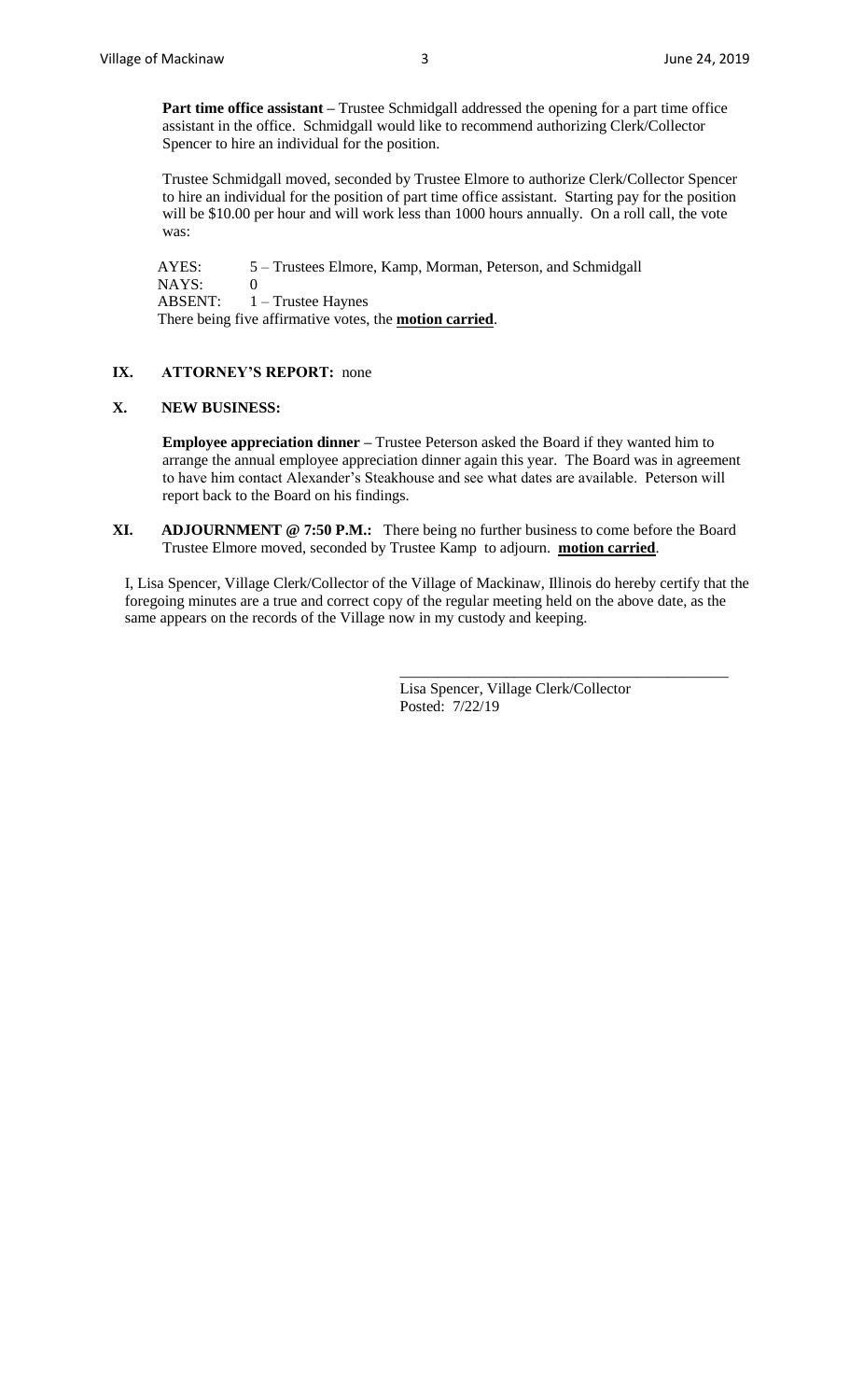**Part time office assistant –** Trustee Schmidgall addressed the opening for a part time office assistant in the office. Schmidgall would like to recommend authorizing Clerk/Collector Spencer to hire an individual for the position.

Trustee Schmidgall moved, seconded by Trustee Elmore to authorize Clerk/Collector Spencer to hire an individual for the position of part time office assistant. Starting pay for the position will be $10.00 per hour and will work less than 1000 hours annually. On a roll call, the vote was:

AYES: 5 – Trustees Elmore, Kamp, Morman, Peterson, and Schmidgall
NAYS: 0
ABSENT: 1 – Trustee Haynes
There being five affirmative votes, the **motion carried**.

## IX. ATTORNEY'S REPORT: none

## X. NEW BUSINESS:

**Employee appreciation dinner –** Trustee Peterson asked the Board if they wanted him to arrange the annual employee appreciation dinner again this year. The Board was in agreement to have him contact Alexander's Steakhouse and see what dates are available. Peterson will report back to the Board on his findings.

## XI. ADJOURNMENT @ 7:50 P.M.:

There being no further business to come before the Board Trustee Elmore moved, seconded by Trustee Kamp to adjourn. **motion carried**.

I, Lisa Spencer, Village Clerk/Collector of the Village of Mackinaw, Illinois do hereby certify that the foregoing minutes are a true and correct copy of the regular meeting held on the above date, as the same appears on the records of the Village now in my custody and keeping.

\_\_\_\_\_\_\_\_\_\_\_\_\_\_\_\_\_\_\_\_\_\_\_\_\_\_\_\_\_\_\_\_\_\_\_\_\_\_\_\_
Lisa Spencer, Village Clerk/Collector
Posted: 7/22/19